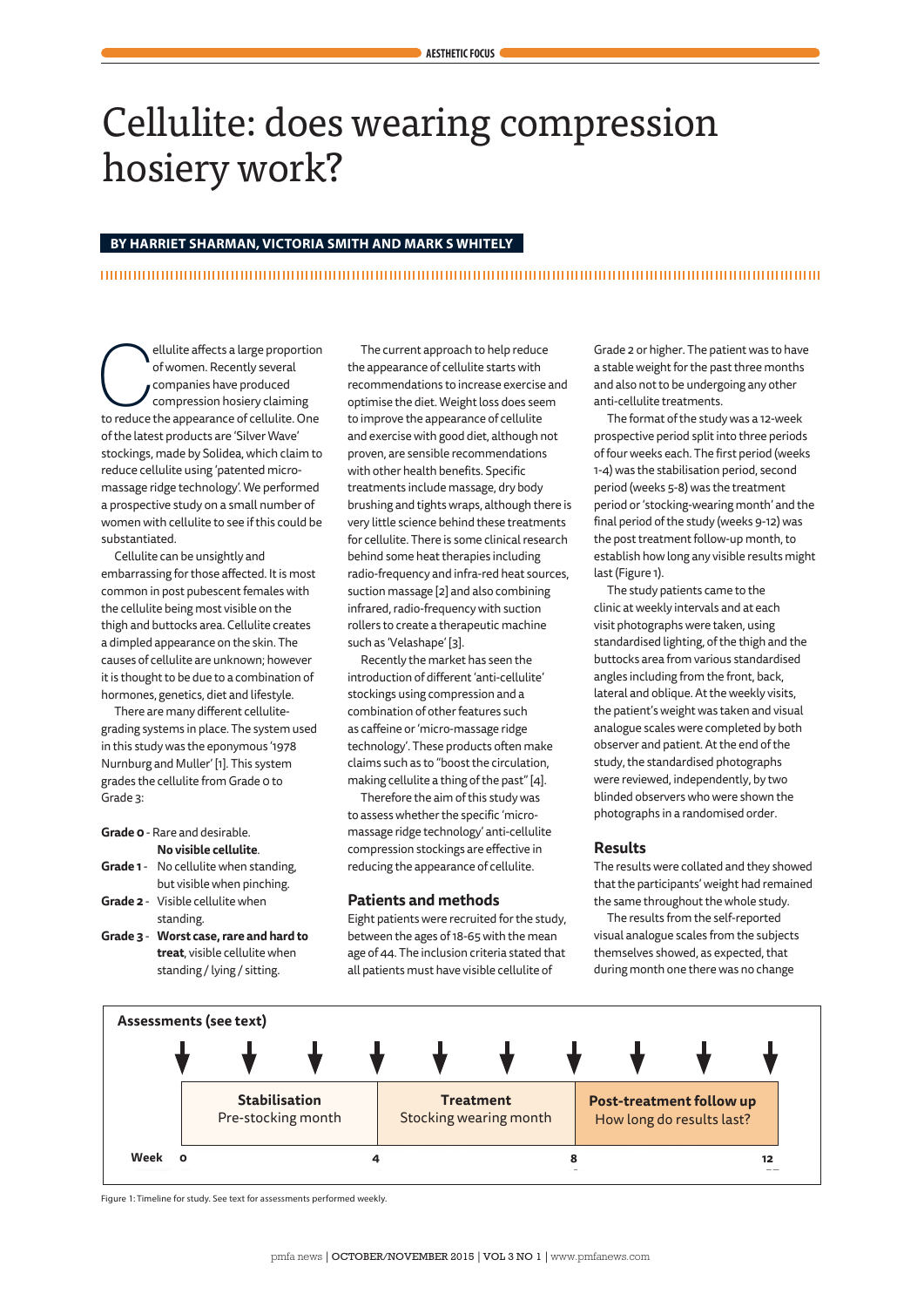# Cellulite: does wearing compression hosiery work?

**BY HARRIET SHARMAN, VICTORIA SMITH AND MARK S WHITELY**

Cellulite affects a large proportion of women. Recently several companies have produced compression hosiery claiming to reduce the appearance of cellulite. One of the latest products are 'Silver Wave' stockings, made by Solidea, which claim to reduce cellulite using 'patented micro-massage ridge technology'. We performed a prospective study on a small number of women with cellulite to see if this could be substantiated.

Cellulite can be unsightly and embarrassing for those affected. It is most common in post pubescent females with the cellulite being most visible on the thigh and buttocks area. Cellulite creates a dimpled appearance on the skin. The causes of cellulite are unknown; however it is thought to be due to a combination of hormones, genetics, diet and lifestyle.

There are many different cellulite-grading systems in place. The system used in this study was the eponymous '1978 Nurnburg and Muller' [1]. This system grades the cellulite from Grade 0 to Grade 3:

- **Grade 0** - Rare and desirable. **No visible cellulite**.
- **Grade 1** - No cellulite when standing, but visible when pinching.
- **Grade 2** - Visible cellulite when standing.
- **Grade 3** - **Worst case, rare and hard to treat**, visible cellulite when standing / lying / sitting.

The current approach to help reduce the appearance of cellulite starts with recommendations to increase exercise and optimise the diet. Weight loss does seem to improve the appearance of cellulite and exercise with good diet, although not proven, are sensible recommendations with other health benefits. Specific treatments include massage, dry body brushing and tights wraps, although there is very little science behind these treatments for cellulite. There is some clinical research behind some heat therapies including radio-frequency and infra-red heat sources, suction massage [2] and also combining infrared, radio-frequency with suction rollers to create a therapeutic machine such as 'Velashape' [3].

Recently the market has seen the introduction of different 'anti-cellulite' stockings using compression and a combination of other features such as caffeine or 'micro-massage ridge technology'. These products often make claims such as to "boost the circulation, making cellulite a thing of the past" [4].

Therefore the aim of this study was to assess whether the specific 'micro-massage ridge technology' anti-cellulite compression stockings are effective in reducing the appearance of cellulite.

## Patients and methods

Eight patients were recruited for the study, between the ages of 18-65 with the mean age of 44. The inclusion criteria stated that all patients must have visible cellulite of Grade 2 or higher. The patient was to have a stable weight for the past three months and also not to be undergoing any other anti-cellulite treatments.

The format of the study was a 12-week prospective period split into three periods of four weeks each. The first period (weeks 1-4) was the stabilisation period, second period (weeks 5-8) was the treatment period or 'stocking-wearing month' and the final period of the study (weeks 9-12) was the post treatment follow-up month, to establish how long any visible results might last (Figure 1).

The study patients came to the clinic at weekly intervals and at each visit photographs were taken, using standardised lighting, of the thigh and the buttocks area from various standardised angles including from the front, back, lateral and oblique. At the weekly visits, the patient's weight was taken and visual analogue scales were completed by both observer and patient. At the end of the study, the standardised photographs were reviewed, independently, by two blinded observers who were shown the photographs in a randomised order.

## Results

The results were collated and they showed that the participants' weight had remained the same throughout the whole study.

The results from the self-reported visual analogue scales from the subjects themselves showed, as expected, that during month one there was no change

**Assessments (see text)**

| Week 0–4 | Week 4–8 | Week 8–12 |
|---|---|---|
| **Stabilisation** Pre-stocking month | **Treatment** Stocking wearing month | **Post-treatment follow up** How long do results last? |

Figure 1: Timeline for study. See text for assessments performed weekly.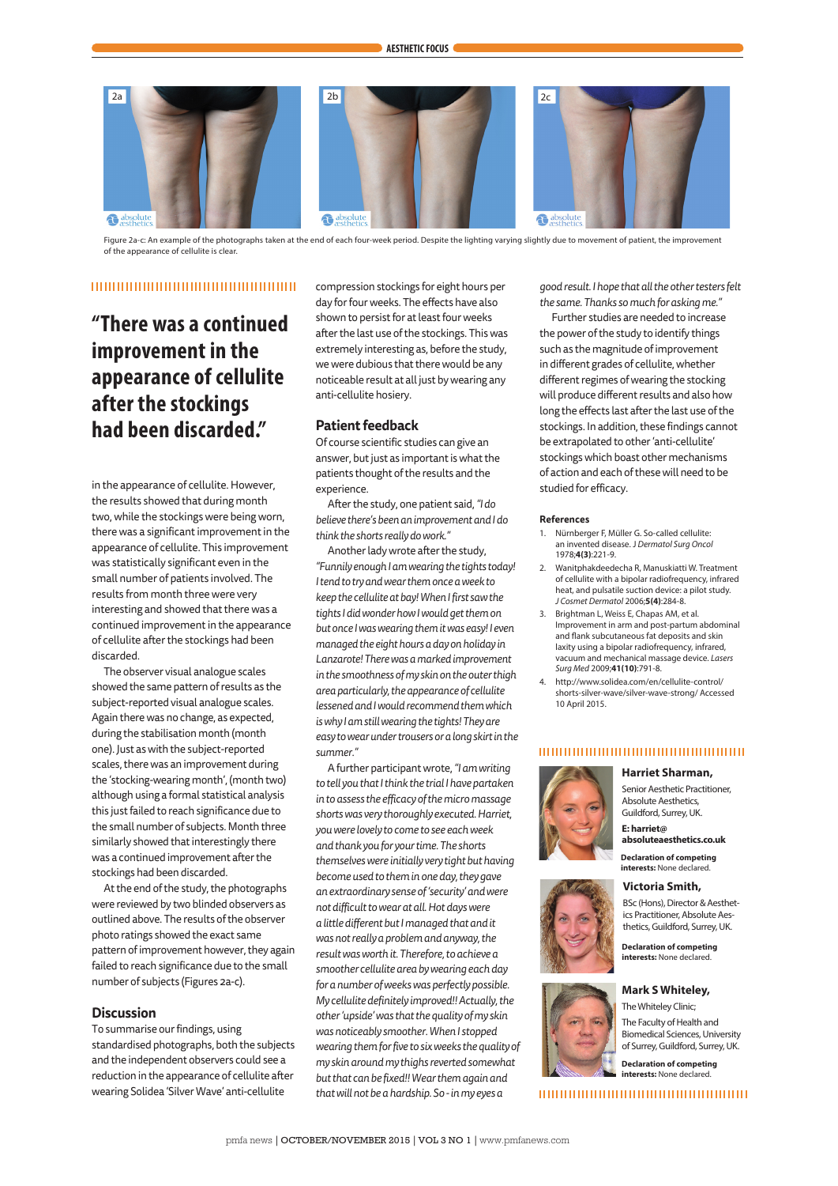Figure 2a-c: An example of the photographs taken at the end of each four-week period. Despite the lighting varying slightly due to movement of patient, the improvement of the appearance of cellulite is clear.

## "There was a continued improvement in the appearance of cellulite after the stockings had been discarded."

in the appearance of cellulite. However, the results showed that during month two, while the stockings were being worn, there was a significant improvement in the appearance of cellulite. This improvement was statistically significant even in the small number of patients involved. The results from month three were very interesting and showed that there was a continued improvement in the appearance of cellulite after the stockings had been discarded.

The observer visual analogue scales showed the same pattern of results as the subject-reported visual analogue scales. Again there was no change, as expected, during the stabilisation month (month one). Just as with the subject-reported scales, there was an improvement during the 'stocking-wearing month', (month two) although using a formal statistical analysis this just failed to reach significance due to the small number of subjects. Month three similarly showed that interestingly there was a continued improvement after the stockings had been discarded.

At the end of the study, the photographs were reviewed by two blinded observers as outlined above. The results of the observer photo ratings showed the exact same pattern of improvement however, they again failed to reach significance due to the small number of subjects (Figures 2a-c).

### Discussion

To summarise our findings, using standardised photographs, both the subjects and the independent observers could see a reduction in the appearance of cellulite after wearing Solidea 'Silver Wave' anti-cellulite compression stockings for eight hours per day for four weeks. The effects have also shown to persist for at least four weeks after the last use of the stockings. This was extremely interesting as, before the study, we were dubious that there would be any noticeable result at all just by wearing any anti-cellulite hosiery.

### Patient feedback

Of course scientific studies can give an answer, but just as important is what the patients thought of the results and the experience.

After the study, one patient said, *"I do believe there's been an improvement and I do think the shorts really do work."*

Another lady wrote after the study, *"Funnily enough I am wearing the tights today! I tend to try and wear them once a week to keep the cellulite at bay! When I first saw the tights I did wonder how I would get them on but once I was wearing them it was easy! I even managed the eight hours a day on holiday in Lanzarote! There was a marked improvement in the smoothness of my skin on the outer thigh area particularly, the appearance of cellulite lessened and I would recommend them which is why I am still wearing the tights! They are easy to wear under trousers or a long skirt in the summer."*

A further participant wrote, *"I am writing to tell you that I think the trial I have partaken in to assess the efficacy of the micro massage shorts was very thoroughly executed. Harriet, you were lovely to come to see each week and thank you for your time. The shorts themselves were initially very tight but having become used to them in one day, they gave an extraordinary sense of 'security' and were not difficult to wear at all. Hot days were a little different but I managed that and it was not really a problem and anyway, the result was worth it. Therefore, to achieve a smoother cellulite area by wearing each day for a number of weeks was perfectly possible. My cellulite definitely improved!! Actually, the other 'upside' was that the quality of my skin was noticeably smoother. When I stopped wearing them for five to six weeks the quality of my skin around my thighs reverted somewhat but that can be fixed!! Wear them again and that will not be a hardship. So - in my eyes a good result. I hope that all the other testers felt the same. Thanks so much for asking me."*

Further studies are needed to increase the power of the study to identify things such as the magnitude of improvement in different grades of cellulite, whether different regimes of wearing the stocking will produce different results and also how long the effects last after the last use of the stockings. In addition, these findings cannot be extrapolated to other 'anti-cellulite' stockings which boast other mechanisms of action and each of these will need to be studied for efficacy.

### References

1. Nürnberger F, Müller G. So-called cellulite: an invented disease. *J Dermatol Surg Oncol* 1978;**4(3)**:221-9.
2. Wanitphakdeedecha R, Manuskiatti W. Treatment of cellulite with a bipolar radiofrequency, infrared heat, and pulsatile suction device: a pilot study. *J Cosmet Dermatol* 2006;**5(4)**:284-8.
3. Brightman L, Weiss E, Chapas AM, et al. Improvement in arm and post-partum abdominal and flank subcutaneous fat deposits and skin laxity using a bipolar radiofrequency, infrared, vacuum and mechanical massage device. *Lasers Surg Med* 2009;**41(10)**:791-8.
4. http://www.solidea.com/en/cellulite-control/shorts-silver-wave/silver-wave-strong/ Accessed 10 April 2015.

**Harriet Sharman,**
Senior Aesthetic Practitioner, Absolute Aesthetics, Guildford, Surrey, UK.
**E: harriet@absoluteaesthetics.co.uk**
**Declaration of competing interests:** None declared.

**Victoria Smith,**
BSc (Hons), Director & Aesthetics Practitioner, Absolute Aesthetics, Guildford, Surrey, UK.
**Declaration of competing interests:** None declared.

**Mark S Whiteley,**
The Whiteley Clinic;
The Faculty of Health and Biomedical Sciences, University of Surrey, Guildford, Surrey, UK.
**Declaration of competing interests:** None declared.